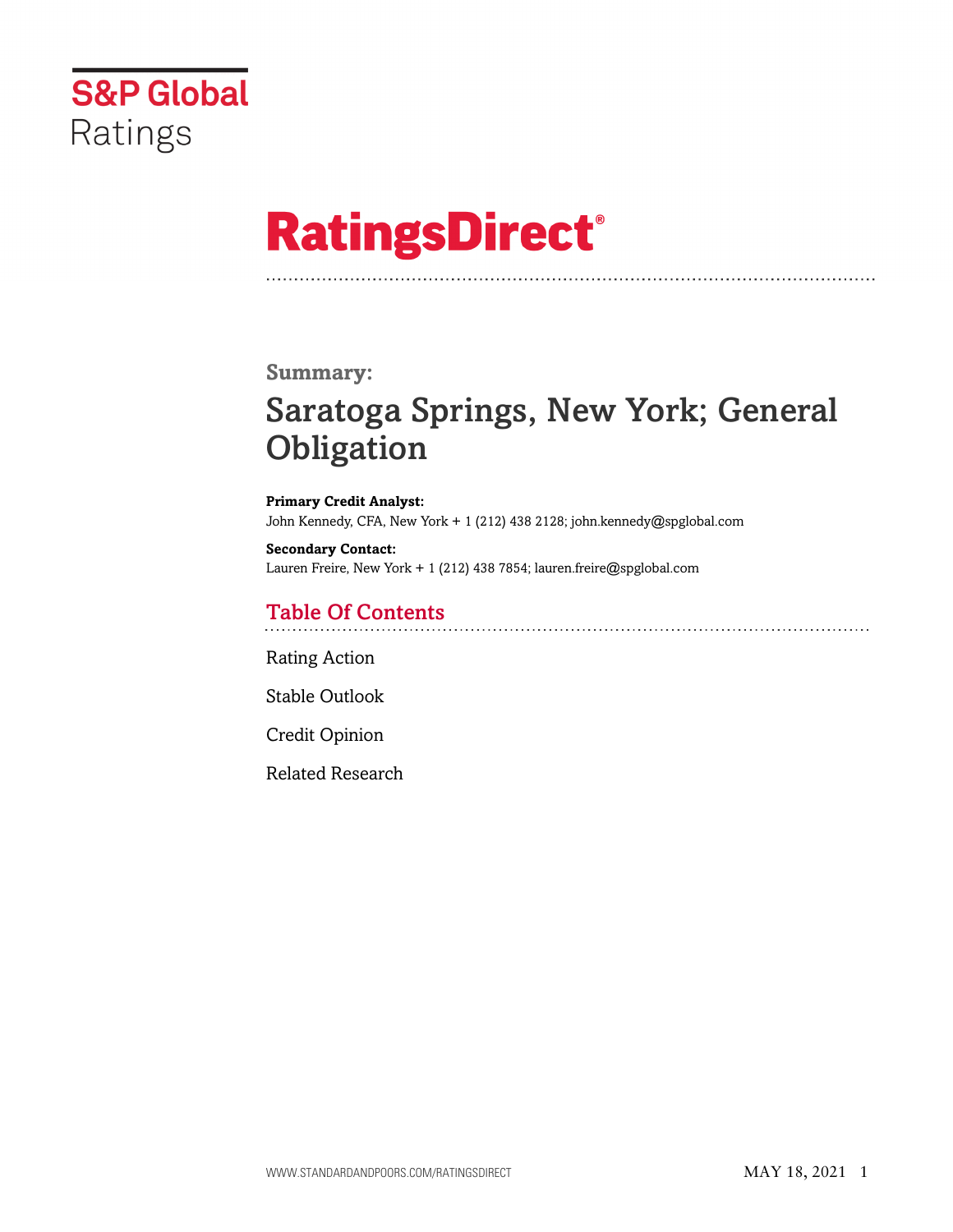# S&P Global Ratings

# RatingsDirect®

**Summary:**

## Saratoga Springs, New York; General Obligation

**Primary Credit Analyst:**
John Kennedy, CFA, New York + 1 (212) 438 2128; john.kennedy@spglobal.com

**Secondary Contact:**
Lauren Freire, New York + 1 (212) 438 7854; lauren.freire@spglobal.com

## Table Of Contents

Rating Action

Stable Outlook

Credit Opinion

Related Research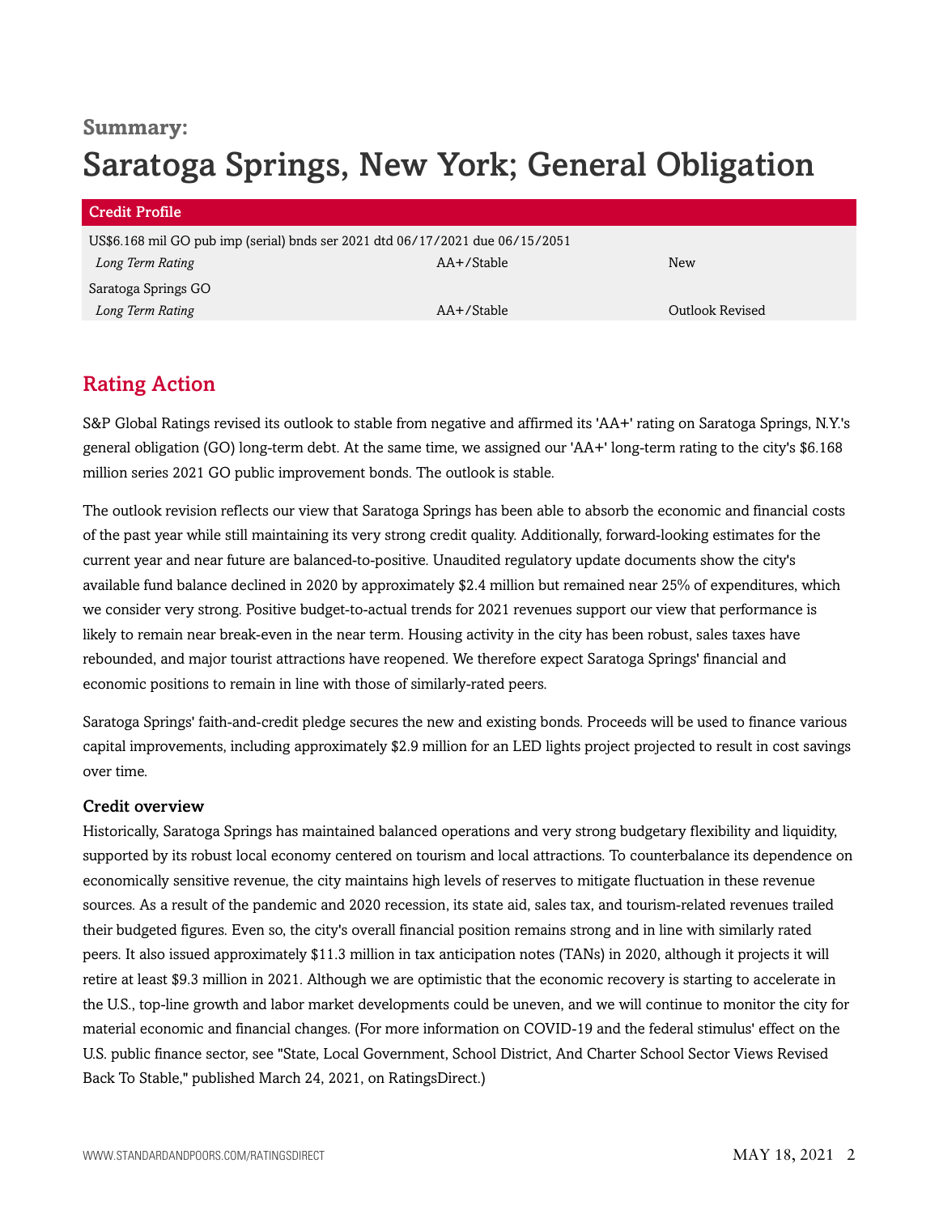**Summary:**

# Saratoga Springs, New York; General Obligation

| Credit Profile | | |
|---|---|---|
| US$6.168 mil GO pub imp (serial) bnds ser 2021 dtd 06/17/2021 due 06/15/2051 | | |
| *Long Term Rating* | AA+/Stable | New |
| Saratoga Springs GO | | |
| *Long Term Rating* | AA+/Stable | Outlook Revised |

## Rating Action

S&P Global Ratings revised its outlook to stable from negative and affirmed its 'AA+' rating on Saratoga Springs, N.Y.'s general obligation (GO) long-term debt. At the same time, we assigned our 'AA+' long-term rating to the city's $6.168 million series 2021 GO public improvement bonds. The outlook is stable.

The outlook revision reflects our view that Saratoga Springs has been able to absorb the economic and financial costs of the past year while still maintaining its very strong credit quality. Additionally, forward-looking estimates for the current year and near future are balanced-to-positive. Unaudited regulatory update documents show the city's available fund balance declined in 2020 by approximately $2.4 million but remained near 25% of expenditures, which we consider very strong. Positive budget-to-actual trends for 2021 revenues support our view that performance is likely to remain near break-even in the near term. Housing activity in the city has been robust, sales taxes have rebounded, and major tourist attractions have reopened. We therefore expect Saratoga Springs' financial and economic positions to remain in line with those of similarly-rated peers.

Saratoga Springs' faith-and-credit pledge secures the new and existing bonds. Proceeds will be used to finance various capital improvements, including approximately $2.9 million for an LED lights project projected to result in cost savings over time.

### Credit overview

Historically, Saratoga Springs has maintained balanced operations and very strong budgetary flexibility and liquidity, supported by its robust local economy centered on tourism and local attractions. To counterbalance its dependence on economically sensitive revenue, the city maintains high levels of reserves to mitigate fluctuation in these revenue sources. As a result of the pandemic and 2020 recession, its state aid, sales tax, and tourism-related revenues trailed their budgeted figures. Even so, the city's overall financial position remains strong and in line with similarly rated peers. It also issued approximately $11.3 million in tax anticipation notes (TANs) in 2020, although it projects it will retire at least $9.3 million in 2021. Although we are optimistic that the economic recovery is starting to accelerate in the U.S., top-line growth and labor market developments could be uneven, and we will continue to monitor the city for material economic and financial changes. (For more information on COVID-19 and the federal stimulus' effect on the U.S. public finance sector, see "State, Local Government, School District, And Charter School Sector Views Revised Back To Stable," published March 24, 2021, on RatingsDirect.)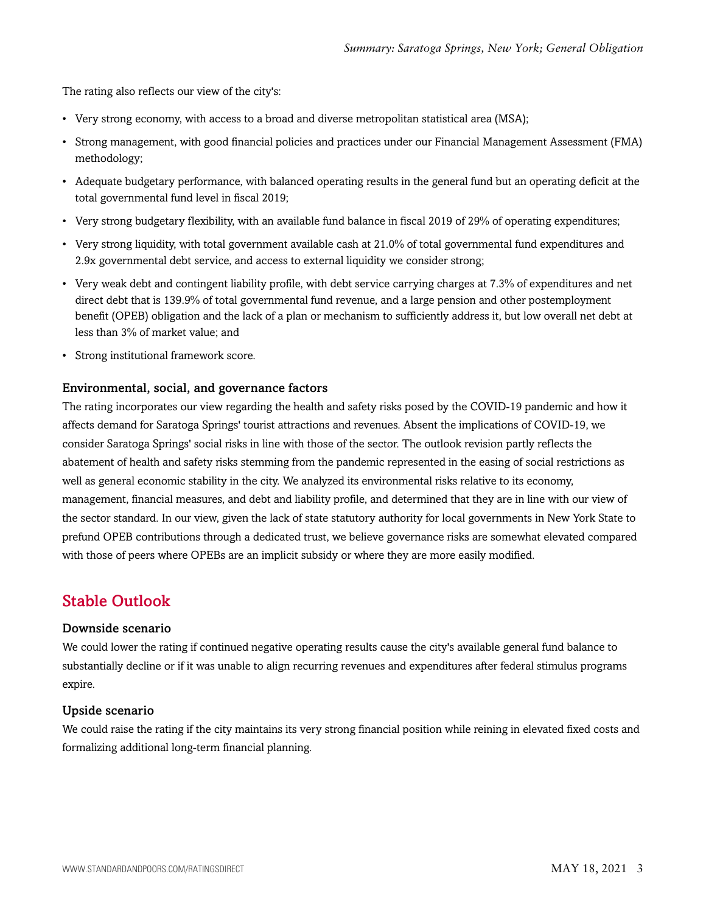The rating also reflects our view of the city's:

- Very strong economy, with access to a broad and diverse metropolitan statistical area (MSA);
- Strong management, with good financial policies and practices under our Financial Management Assessment (FMA) methodology;
- Adequate budgetary performance, with balanced operating results in the general fund but an operating deficit at the total governmental fund level in fiscal 2019;
- Very strong budgetary flexibility, with an available fund balance in fiscal 2019 of 29% of operating expenditures;
- Very strong liquidity, with total government available cash at 21.0% of total governmental fund expenditures and 2.9x governmental debt service, and access to external liquidity we consider strong;
- Very weak debt and contingent liability profile, with debt service carrying charges at 7.3% of expenditures and net direct debt that is 139.9% of total governmental fund revenue, and a large pension and other postemployment benefit (OPEB) obligation and the lack of a plan or mechanism to sufficiently address it, but low overall net debt at less than 3% of market value; and
- Strong institutional framework score.

### Environmental, social, and governance factors

The rating incorporates our view regarding the health and safety risks posed by the COVID-19 pandemic and how it affects demand for Saratoga Springs' tourist attractions and revenues. Absent the implications of COVID-19, we consider Saratoga Springs' social risks in line with those of the sector. The outlook revision partly reflects the abatement of health and safety risks stemming from the pandemic represented in the easing of social restrictions as well as general economic stability in the city. We analyzed its environmental risks relative to its economy, management, financial measures, and debt and liability profile, and determined that they are in line with our view of the sector standard. In our view, given the lack of state statutory authority for local governments in New York State to prefund OPEB contributions through a dedicated trust, we believe governance risks are somewhat elevated compared with those of peers where OPEBs are an implicit subsidy or where they are more easily modified.

## Stable Outlook

### Downside scenario

We could lower the rating if continued negative operating results cause the city's available general fund balance to substantially decline or if it was unable to align recurring revenues and expenditures after federal stimulus programs expire.

### Upside scenario

We could raise the rating if the city maintains its very strong financial position while reining in elevated fixed costs and formalizing additional long-term financial planning.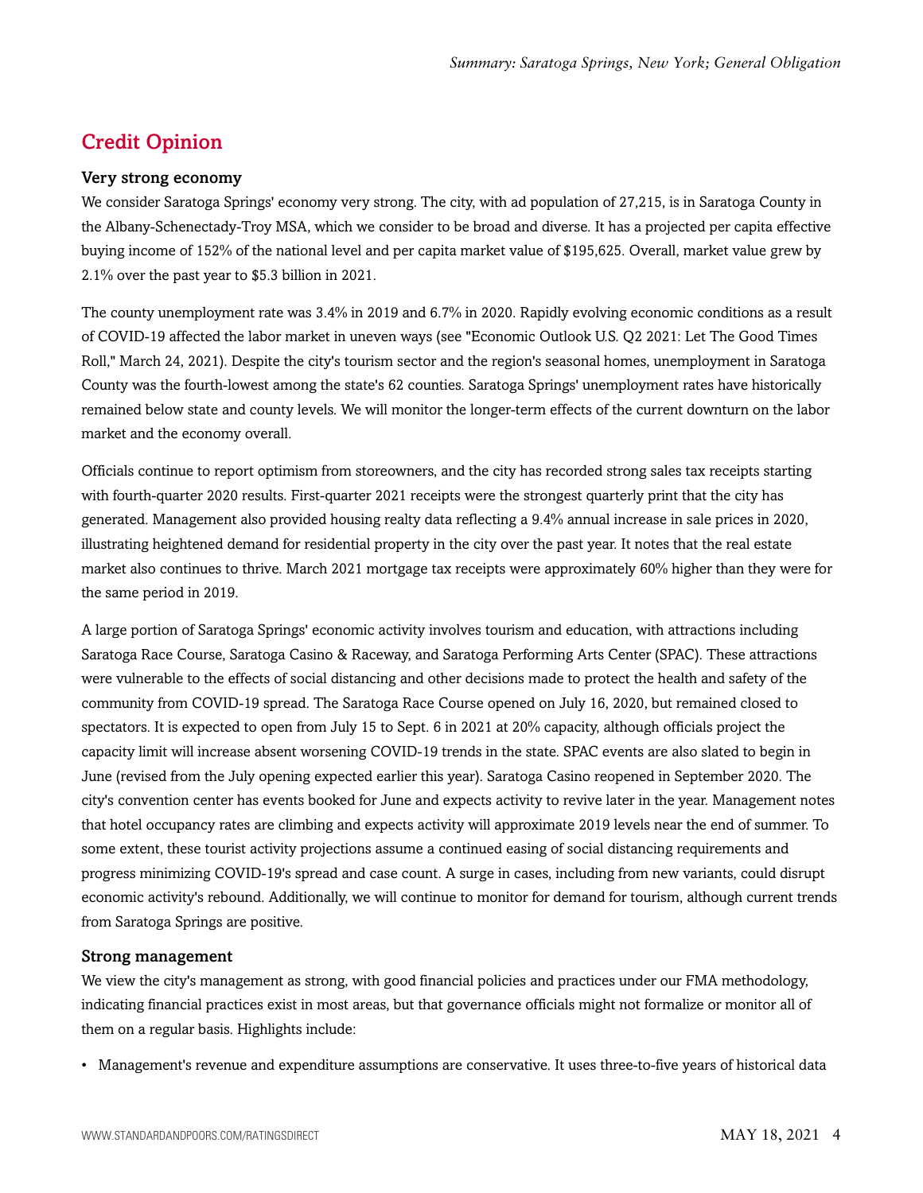## Credit Opinion

### Very strong economy

We consider Saratoga Springs' economy very strong. The city, with ad population of 27,215, is in Saratoga County in the Albany-Schenectady-Troy MSA, which we consider to be broad and diverse. It has a projected per capita effective buying income of 152% of the national level and per capita market value of $195,625. Overall, market value grew by 2.1% over the past year to $5.3 billion in 2021.

The county unemployment rate was 3.4% in 2019 and 6.7% in 2020. Rapidly evolving economic conditions as a result of COVID-19 affected the labor market in uneven ways (see "Economic Outlook U.S. Q2 2021: Let The Good Times Roll," March 24, 2021). Despite the city's tourism sector and the region's seasonal homes, unemployment in Saratoga County was the fourth-lowest among the state's 62 counties. Saratoga Springs' unemployment rates have historically remained below state and county levels. We will monitor the longer-term effects of the current downturn on the labor market and the economy overall.

Officials continue to report optimism from storeowners, and the city has recorded strong sales tax receipts starting with fourth-quarter 2020 results. First-quarter 2021 receipts were the strongest quarterly print that the city has generated. Management also provided housing realty data reflecting a 9.4% annual increase in sale prices in 2020, illustrating heightened demand for residential property in the city over the past year. It notes that the real estate market also continues to thrive. March 2021 mortgage tax receipts were approximately 60% higher than they were for the same period in 2019.

A large portion of Saratoga Springs' economic activity involves tourism and education, with attractions including Saratoga Race Course, Saratoga Casino & Raceway, and Saratoga Performing Arts Center (SPAC). These attractions were vulnerable to the effects of social distancing and other decisions made to protect the health and safety of the community from COVID-19 spread. The Saratoga Race Course opened on July 16, 2020, but remained closed to spectators. It is expected to open from July 15 to Sept. 6 in 2021 at 20% capacity, although officials project the capacity limit will increase absent worsening COVID-19 trends in the state. SPAC events are also slated to begin in June (revised from the July opening expected earlier this year). Saratoga Casino reopened in September 2020. The city's convention center has events booked for June and expects activity to revive later in the year. Management notes that hotel occupancy rates are climbing and expects activity will approximate 2019 levels near the end of summer. To some extent, these tourist activity projections assume a continued easing of social distancing requirements and progress minimizing COVID-19's spread and case count. A surge in cases, including from new variants, could disrupt economic activity's rebound. Additionally, we will continue to monitor for demand for tourism, although current trends from Saratoga Springs are positive.

### Strong management

We view the city's management as strong, with good financial policies and practices under our FMA methodology, indicating financial practices exist in most areas, but that governance officials might not formalize or monitor all of them on a regular basis. Highlights include:

- Management's revenue and expenditure assumptions are conservative. It uses three-to-five years of historical data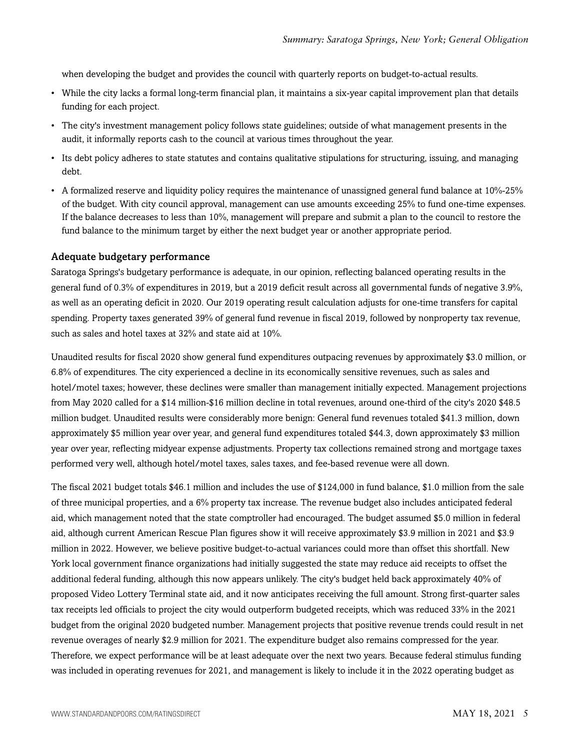when developing the budget and provides the council with quarterly reports on budget-to-actual results.

- While the city lacks a formal long-term financial plan, it maintains a six-year capital improvement plan that details funding for each project.
- The city's investment management policy follows state guidelines; outside of what management presents in the audit, it informally reports cash to the council at various times throughout the year.
- Its debt policy adheres to state statutes and contains qualitative stipulations for structuring, issuing, and managing debt.
- A formalized reserve and liquidity policy requires the maintenance of unassigned general fund balance at 10%-25% of the budget. With city council approval, management can use amounts exceeding 25% to fund one-time expenses. If the balance decreases to less than 10%, management will prepare and submit a plan to the council to restore the fund balance to the minimum target by either the next budget year or another appropriate period.

### Adequate budgetary performance

Saratoga Springs's budgetary performance is adequate, in our opinion, reflecting balanced operating results in the general fund of 0.3% of expenditures in 2019, but a 2019 deficit result across all governmental funds of negative 3.9%, as well as an operating deficit in 2020. Our 2019 operating result calculation adjusts for one-time transfers for capital spending. Property taxes generated 39% of general fund revenue in fiscal 2019, followed by nonproperty tax revenue, such as sales and hotel taxes at 32% and state aid at 10%.

Unaudited results for fiscal 2020 show general fund expenditures outpacing revenues by approximately $3.0 million, or 6.8% of expenditures. The city experienced a decline in its economically sensitive revenues, such as sales and hotel/motel taxes; however, these declines were smaller than management initially expected. Management projections from May 2020 called for a $14 million-$16 million decline in total revenues, around one-third of the city's 2020 $48.5 million budget. Unaudited results were considerably more benign: General fund revenues totaled $41.3 million, down approximately $5 million year over year, and general fund expenditures totaled $44.3, down approximately $3 million year over year, reflecting midyear expense adjustments. Property tax collections remained strong and mortgage taxes performed very well, although hotel/motel taxes, sales taxes, and fee-based revenue were all down.

The fiscal 2021 budget totals $46.1 million and includes the use of $124,000 in fund balance, $1.0 million from the sale of three municipal properties, and a 6% property tax increase. The revenue budget also includes anticipated federal aid, which management noted that the state comptroller had encouraged. The budget assumed $5.0 million in federal aid, although current American Rescue Plan figures show it will receive approximately $3.9 million in 2021 and $3.9 million in 2022. However, we believe positive budget-to-actual variances could more than offset this shortfall. New York local government finance organizations had initially suggested the state may reduce aid receipts to offset the additional federal funding, although this now appears unlikely. The city's budget held back approximately 40% of proposed Video Lottery Terminal state aid, and it now anticipates receiving the full amount. Strong first-quarter sales tax receipts led officials to project the city would outperform budgeted receipts, which was reduced 33% in the 2021 budget from the original 2020 budgeted number. Management projects that positive revenue trends could result in net revenue overages of nearly $2.9 million for 2021. The expenditure budget also remains compressed for the year. Therefore, we expect performance will be at least adequate over the next two years. Because federal stimulus funding was included in operating revenues for 2021, and management is likely to include it in the 2022 operating budget as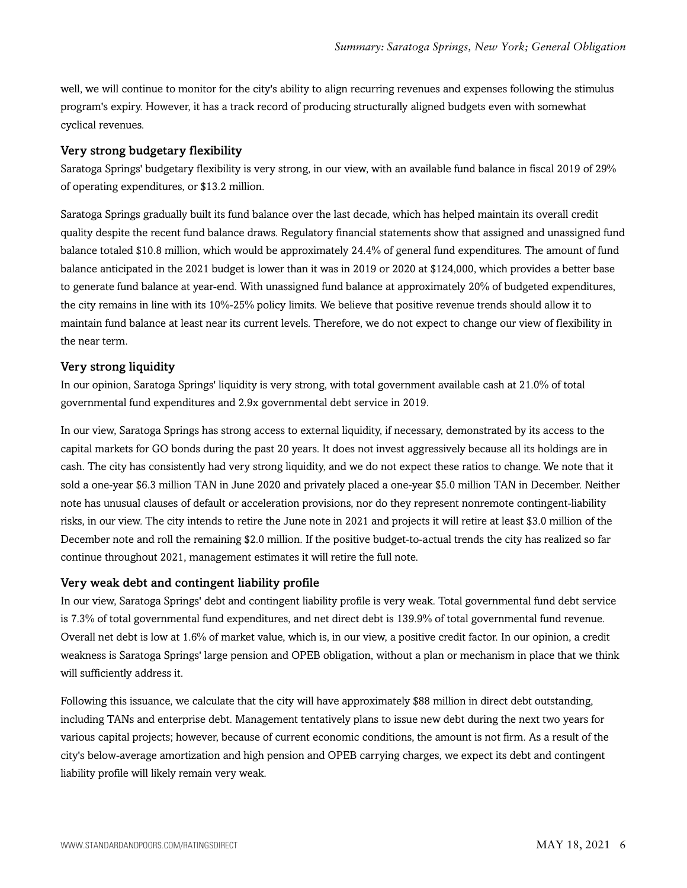well, we will continue to monitor for the city's ability to align recurring revenues and expenses following the stimulus program's expiry. However, it has a track record of producing structurally aligned budgets even with somewhat cyclical revenues.

### Very strong budgetary flexibility

Saratoga Springs' budgetary flexibility is very strong, in our view, with an available fund balance in fiscal 2019 of 29% of operating expenditures, or $13.2 million.

Saratoga Springs gradually built its fund balance over the last decade, which has helped maintain its overall credit quality despite the recent fund balance draws. Regulatory financial statements show that assigned and unassigned fund balance totaled $10.8 million, which would be approximately 24.4% of general fund expenditures. The amount of fund balance anticipated in the 2021 budget is lower than it was in 2019 or 2020 at $124,000, which provides a better base to generate fund balance at year-end. With unassigned fund balance at approximately 20% of budgeted expenditures, the city remains in line with its 10%-25% policy limits. We believe that positive revenue trends should allow it to maintain fund balance at least near its current levels. Therefore, we do not expect to change our view of flexibility in the near term.

### Very strong liquidity

In our opinion, Saratoga Springs' liquidity is very strong, with total government available cash at 21.0% of total governmental fund expenditures and 2.9x governmental debt service in 2019.

In our view, Saratoga Springs has strong access to external liquidity, if necessary, demonstrated by its access to the capital markets for GO bonds during the past 20 years. It does not invest aggressively because all its holdings are in cash. The city has consistently had very strong liquidity, and we do not expect these ratios to change. We note that it sold a one-year $6.3 million TAN in June 2020 and privately placed a one-year $5.0 million TAN in December. Neither note has unusual clauses of default or acceleration provisions, nor do they represent nonremote contingent-liability risks, in our view. The city intends to retire the June note in 2021 and projects it will retire at least $3.0 million of the December note and roll the remaining $2.0 million. If the positive budget-to-actual trends the city has realized so far continue throughout 2021, management estimates it will retire the full note.

### Very weak debt and contingent liability profile

In our view, Saratoga Springs' debt and contingent liability profile is very weak. Total governmental fund debt service is 7.3% of total governmental fund expenditures, and net direct debt is 139.9% of total governmental fund revenue. Overall net debt is low at 1.6% of market value, which is, in our view, a positive credit factor. In our opinion, a credit weakness is Saratoga Springs' large pension and OPEB obligation, without a plan or mechanism in place that we think will sufficiently address it.

Following this issuance, we calculate that the city will have approximately $88 million in direct debt outstanding, including TANs and enterprise debt. Management tentatively plans to issue new debt during the next two years for various capital projects; however, because of current economic conditions, the amount is not firm. As a result of the city's below-average amortization and high pension and OPEB carrying charges, we expect its debt and contingent liability profile will likely remain very weak.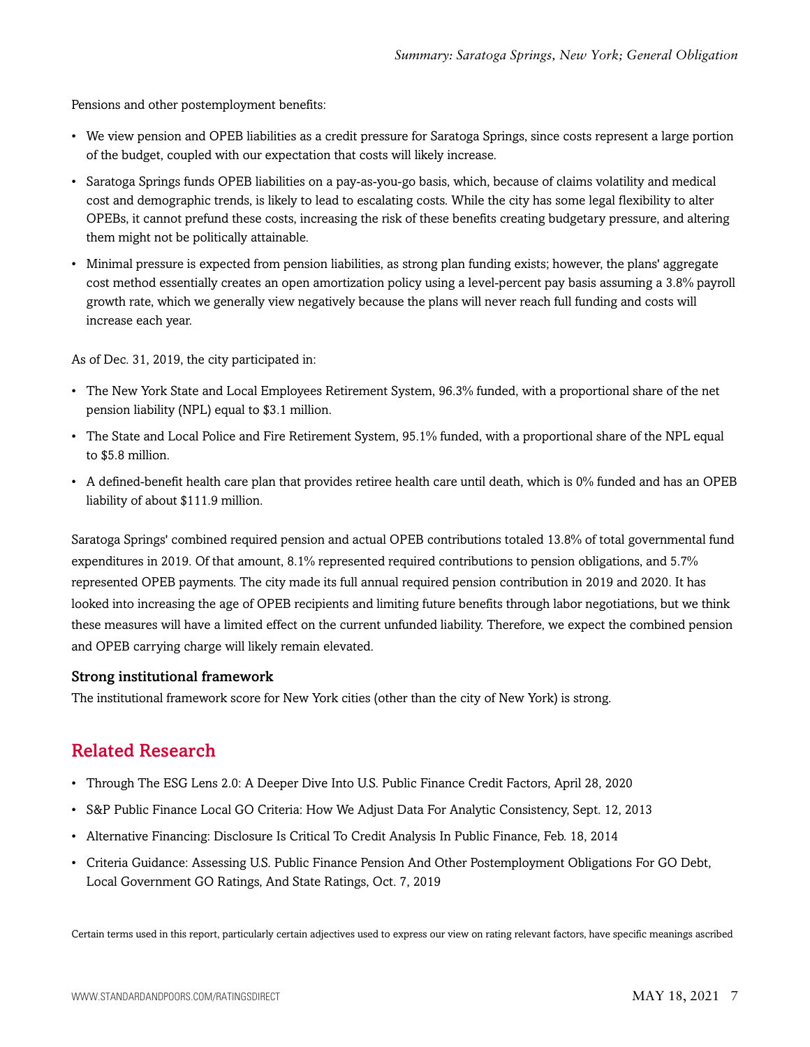Pensions and other postemployment benefits:

- We view pension and OPEB liabilities as a credit pressure for Saratoga Springs, since costs represent a large portion of the budget, coupled with our expectation that costs will likely increase.
- Saratoga Springs funds OPEB liabilities on a pay-as-you-go basis, which, because of claims volatility and medical cost and demographic trends, is likely to lead to escalating costs. While the city has some legal flexibility to alter OPEBs, it cannot prefund these costs, increasing the risk of these benefits creating budgetary pressure, and altering them might not be politically attainable.
- Minimal pressure is expected from pension liabilities, as strong plan funding exists; however, the plans' aggregate cost method essentially creates an open amortization policy using a level-percent pay basis assuming a 3.8% payroll growth rate, which we generally view negatively because the plans will never reach full funding and costs will increase each year.

As of Dec. 31, 2019, the city participated in:

- The New York State and Local Employees Retirement System, 96.3% funded, with a proportional share of the net pension liability (NPL) equal to $3.1 million.
- The State and Local Police and Fire Retirement System, 95.1% funded, with a proportional share of the NPL equal to $5.8 million.
- A defined-benefit health care plan that provides retiree health care until death, which is 0% funded and has an OPEB liability of about $111.9 million.

Saratoga Springs' combined required pension and actual OPEB contributions totaled 13.8% of total governmental fund expenditures in 2019. Of that amount, 8.1% represented required contributions to pension obligations, and 5.7% represented OPEB payments. The city made its full annual required pension contribution in 2019 and 2020. It has looked into increasing the age of OPEB recipients and limiting future benefits through labor negotiations, but we think these measures will have a limited effect on the current unfunded liability. Therefore, we expect the combined pension and OPEB carrying charge will likely remain elevated.

### Strong institutional framework

The institutional framework score for New York cities (other than the city of New York) is strong.

## Related Research

- Through The ESG Lens 2.0: A Deeper Dive Into U.S. Public Finance Credit Factors, April 28, 2020
- S&P Public Finance Local GO Criteria: How We Adjust Data For Analytic Consistency, Sept. 12, 2013
- Alternative Financing: Disclosure Is Critical To Credit Analysis In Public Finance, Feb. 18, 2014
- Criteria Guidance: Assessing U.S. Public Finance Pension And Other Postemployment Obligations For GO Debt, Local Government GO Ratings, And State Ratings, Oct. 7, 2019

Certain terms used in this report, particularly certain adjectives used to express our view on rating relevant factors, have specific meanings ascribed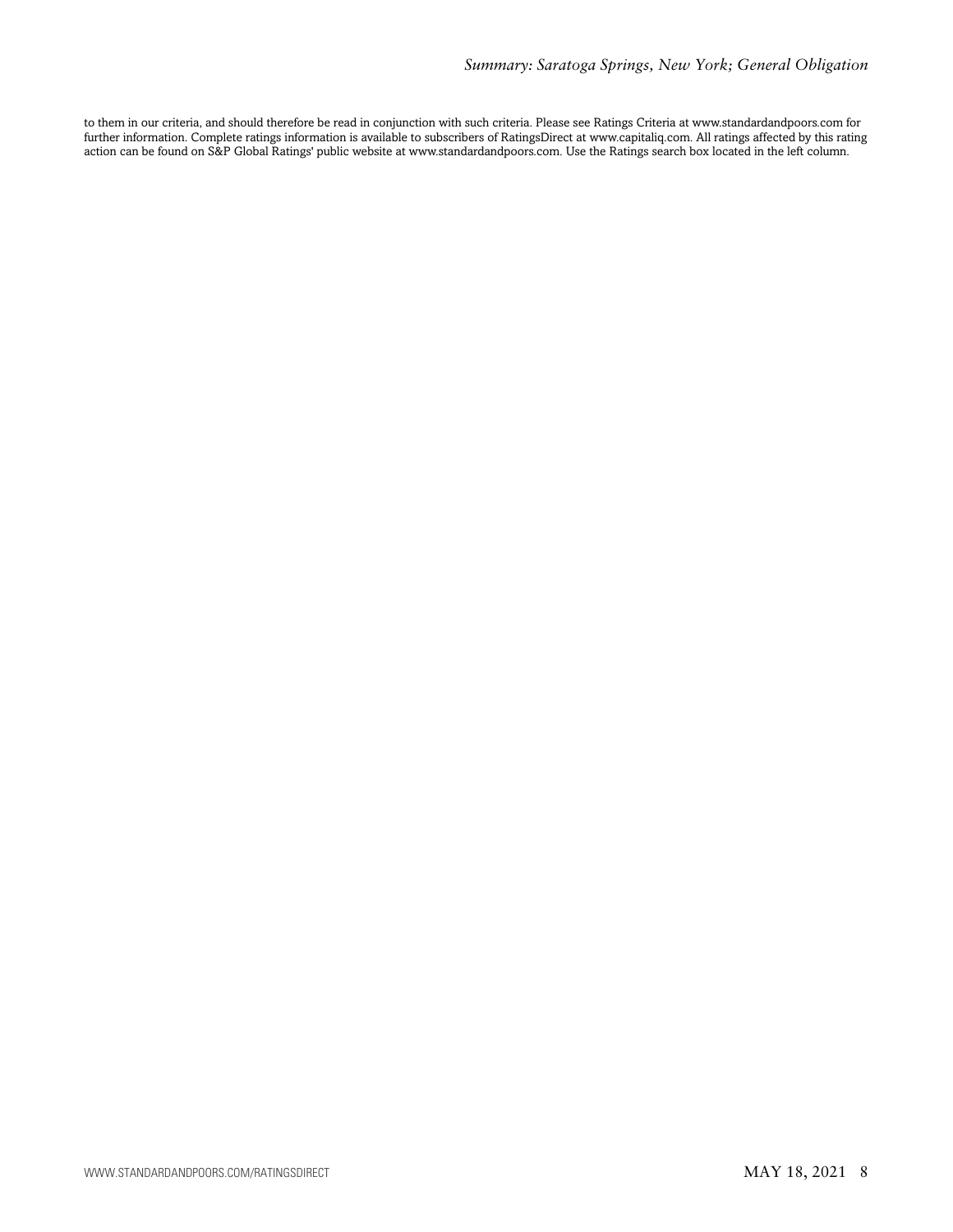to them in our criteria, and should therefore be read in conjunction with such criteria. Please see Ratings Criteria at www.standardandpoors.com for further information. Complete ratings information is available to subscribers of RatingsDirect at www.capitaliq.com. All ratings affected by this rating action can be found on S&P Global Ratings' public website at www.standardandpoors.com. Use the Ratings search box located in the left column.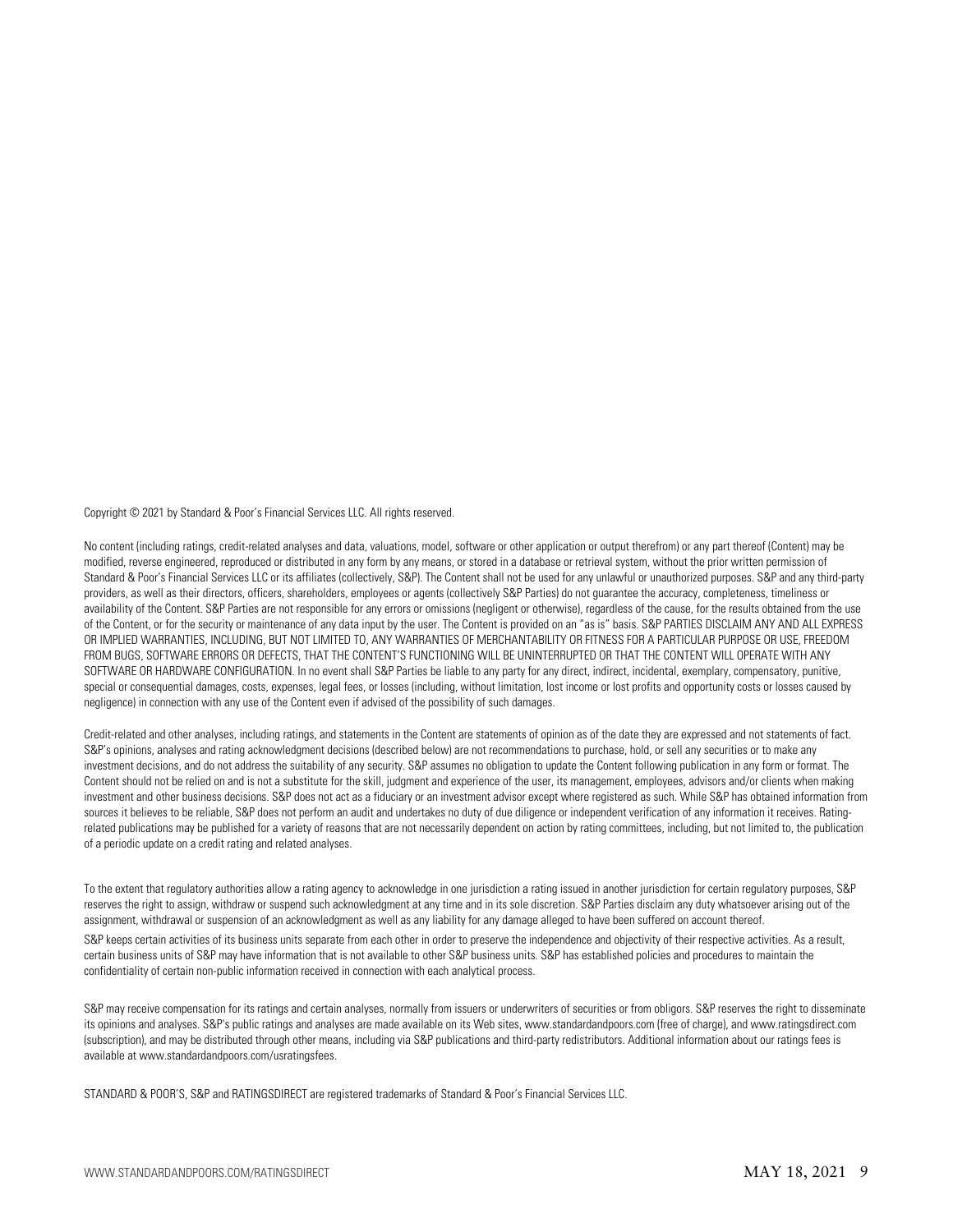Copyright © 2021 by Standard & Poor's Financial Services LLC. All rights reserved.

No content (including ratings, credit-related analyses and data, valuations, model, software or other application or output therefrom) or any part thereof (Content) may be modified, reverse engineered, reproduced or distributed in any form by any means, or stored in a database or retrieval system, without the prior written permission of Standard & Poor's Financial Services LLC or its affiliates (collectively, S&P). The Content shall not be used for any unlawful or unauthorized purposes. S&P and any third-party providers, as well as their directors, officers, shareholders, employees or agents (collectively S&P Parties) do not guarantee the accuracy, completeness, timeliness or availability of the Content. S&P Parties are not responsible for any errors or omissions (negligent or otherwise), regardless of the cause, for the results obtained from the use of the Content, or for the security or maintenance of any data input by the user. The Content is provided on an "as is" basis. S&P PARTIES DISCLAIM ANY AND ALL EXPRESS OR IMPLIED WARRANTIES, INCLUDING, BUT NOT LIMITED TO, ANY WARRANTIES OF MERCHANTABILITY OR FITNESS FOR A PARTICULAR PURPOSE OR USE, FREEDOM FROM BUGS, SOFTWARE ERRORS OR DEFECTS, THAT THE CONTENT'S FUNCTIONING WILL BE UNINTERRUPTED OR THAT THE CONTENT WILL OPERATE WITH ANY SOFTWARE OR HARDWARE CONFIGURATION. In no event shall S&P Parties be liable to any party for any direct, indirect, incidental, exemplary, compensatory, punitive, special or consequential damages, costs, expenses, legal fees, or losses (including, without limitation, lost income or lost profits and opportunity costs or losses caused by negligence) in connection with any use of the Content even if advised of the possibility of such damages.

Credit-related and other analyses, including ratings, and statements in the Content are statements of opinion as of the date they are expressed and not statements of fact. S&P's opinions, analyses and rating acknowledgment decisions (described below) are not recommendations to purchase, hold, or sell any securities or to make any investment decisions, and do not address the suitability of any security. S&P assumes no obligation to update the Content following publication in any form or format. The Content should not be relied on and is not a substitute for the skill, judgment and experience of the user, its management, employees, advisors and/or clients when making investment and other business decisions. S&P does not act as a fiduciary or an investment advisor except where registered as such. While S&P has obtained information from sources it believes to be reliable, S&P does not perform an audit and undertakes no duty of due diligence or independent verification of any information it receives. Rating-related publications may be published for a variety of reasons that are not necessarily dependent on action by rating committees, including, but not limited to, the publication of a periodic update on a credit rating and related analyses.

To the extent that regulatory authorities allow a rating agency to acknowledge in one jurisdiction a rating issued in another jurisdiction for certain regulatory purposes, S&P reserves the right to assign, withdraw or suspend such acknowledgment at any time and in its sole discretion. S&P Parties disclaim any duty whatsoever arising out of the assignment, withdrawal or suspension of an acknowledgment as well as any liability for any damage alleged to have been suffered on account thereof.

S&P keeps certain activities of its business units separate from each other in order to preserve the independence and objectivity of their respective activities. As a result, certain business units of S&P may have information that is not available to other S&P business units. S&P has established policies and procedures to maintain the confidentiality of certain non-public information received in connection with each analytical process.

S&P may receive compensation for its ratings and certain analyses, normally from issuers or underwriters of securities or from obligors. S&P reserves the right to disseminate its opinions and analyses. S&P's public ratings and analyses are made available on its Web sites, www.standardandpoors.com (free of charge), and www.ratingsdirect.com (subscription), and may be distributed through other means, including via S&P publications and third-party redistributors. Additional information about our ratings fees is available at www.standardandpoors.com/usratingsfees.

STANDARD & POOR'S, S&P and RATINGSDIRECT are registered trademarks of Standard & Poor's Financial Services LLC.